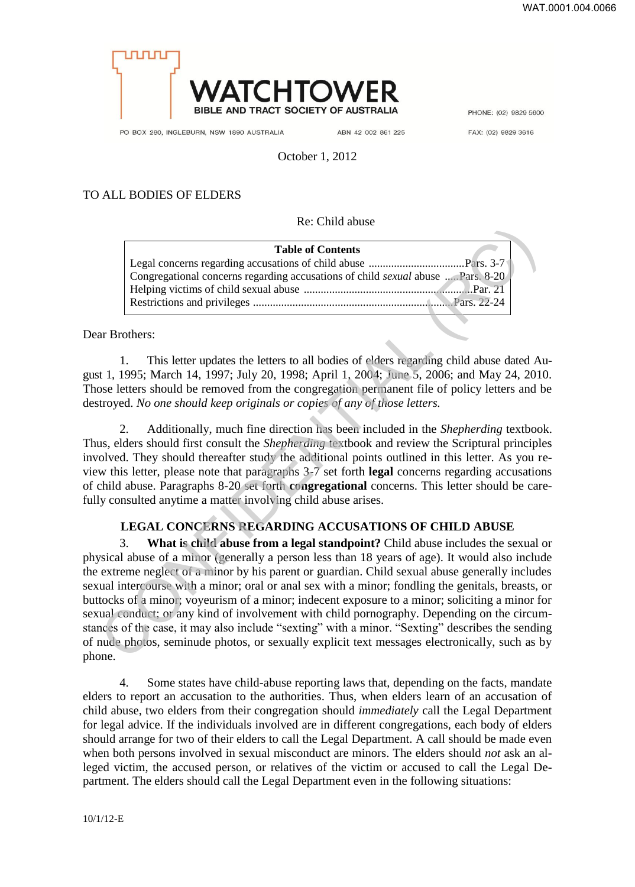**WATCHTOWER**
BIBLE AND TRACT SOCIETY OF AUSTRALIA

PO BOX 280, INGLEBURN, NSW 1890 AUSTRALIA    ABN 42 002 861 225    PHONE: (02) 9829 5600    FAX: (02) 9829 3616

October 1, 2012

TO ALL BODIES OF ELDERS

Re: Child abuse

| Table of Contents | |
|---|---|
| Legal concerns regarding accusations of child abuse | Pars. 3-7 |
| Congregational concerns regarding accusations of child *sexual* abuse | Pars. 8-20 |
| Helping victims of child sexual abuse | Par. 21 |
| Restrictions and privileges | Pars. 22-24 |

Dear Brothers:

1. This letter updates the letters to all bodies of elders regarding child abuse dated August 1, 1995; March 14, 1997; July 20, 1998; April 1, 2004; June 5, 2006; and May 24, 2010. Those letters should be removed from the congregation permanent file of policy letters and be destroyed. *No one should keep originals or copies of any of those letters.*

2. Additionally, much fine direction has been included in the *Shepherding* textbook. Thus, elders should first consult the *Shepherding* textbook and review the Scriptural principles involved. They should thereafter study the additional points outlined in this letter. As you review this letter, please note that paragraphs 3-7 set forth **legal** concerns regarding accusations of child abuse. Paragraphs 8-20 set forth **congregational** concerns. This letter should be carefully consulted anytime a matter involving child abuse arises.

## LEGAL CONCERNS REGARDING ACCUSATIONS OF CHILD ABUSE

3. **What is child abuse from a legal standpoint?** Child abuse includes the sexual or physical abuse of a minor (generally a person less than 18 years of age). It would also include the extreme neglect of a minor by his parent or guardian. Child sexual abuse generally includes sexual intercourse with a minor; oral or anal sex with a minor; fondling the genitals, breasts, or buttocks of a minor; voyeurism of a minor; indecent exposure to a minor; soliciting a minor for sexual conduct; or any kind of involvement with child pornography. Depending on the circumstances of the case, it may also include "sexting" with a minor. "Sexting" describes the sending of nude photos, seminude photos, or sexually explicit text messages electronically, such as by phone.

4. Some states have child-abuse reporting laws that, depending on the facts, mandate elders to report an accusation to the authorities. Thus, when elders learn of an accusation of child abuse, two elders from their congregation should *immediately* call the Legal Department for legal advice. If the individuals involved are in different congregations, each body of elders should arrange for two of their elders to call the Legal Department. A call should be made even when both persons involved in sexual misconduct are minors. The elders should *not* ask an alleged victim, the accused person, or relatives of the victim or accused to call the Legal Department. The elders should call the Legal Department even in the following situations:

10/1/12-E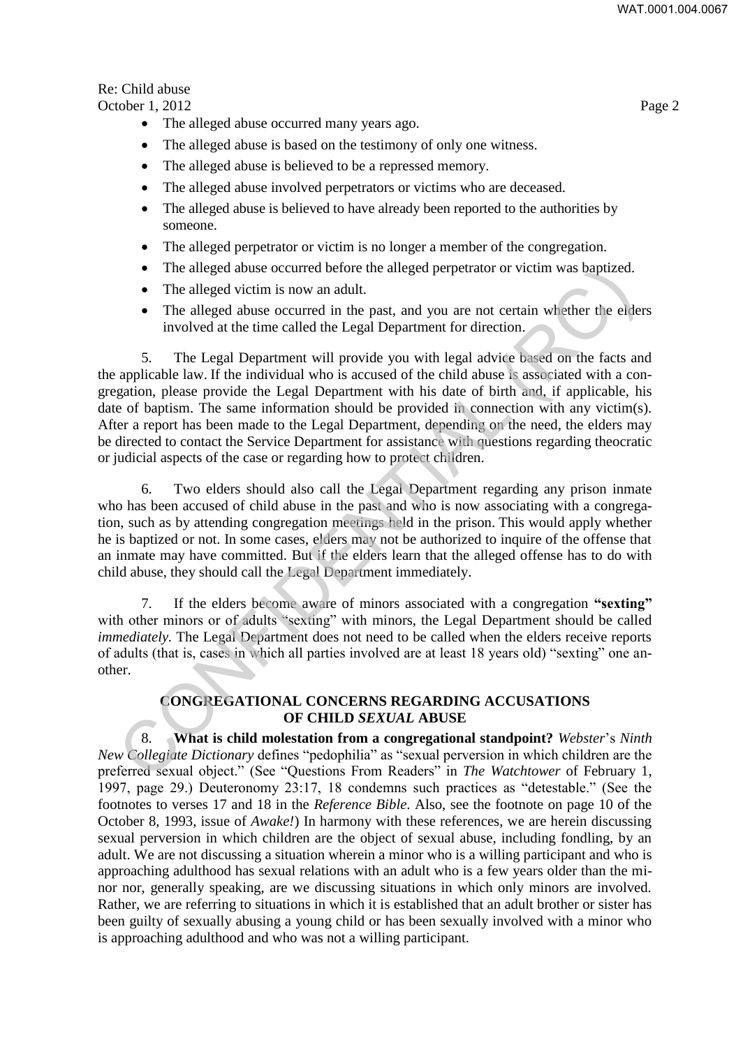- The alleged abuse occurred many years ago.
- The alleged abuse is based on the testimony of only one witness.
- The alleged abuse is believed to be a repressed memory.
- The alleged abuse involved perpetrators or victims who are deceased.
- The alleged abuse is believed to have already been reported to the authorities by someone.
- The alleged perpetrator or victim is no longer a member of the congregation.
- The alleged abuse occurred before the alleged perpetrator or victim was baptized.
- The alleged victim is now an adult.
- The alleged abuse occurred in the past, and you are not certain whether the elders involved at the time called the Legal Department for direction.

5. The Legal Department will provide you with legal advice based on the facts and the applicable law. If the individual who is accused of the child abuse is associated with a congregation, please provide the Legal Department with his date of birth and, if applicable, his date of baptism. The same information should be provided in connection with any victim(s). After a report has been made to the Legal Department, depending on the need, the elders may be directed to contact the Service Department for assistance with questions regarding theocratic or judicial aspects of the case or regarding how to protect children.

6. Two elders should also call the Legal Department regarding any prison inmate who has been accused of child abuse in the past and who is now associating with a congregation, such as by attending congregation meetings held in the prison. This would apply whether he is baptized or not. In some cases, elders may not be authorized to inquire of the offense that an inmate may have committed. But if the elders learn that the alleged offense has to do with child abuse, they should call the Legal Department immediately.

7. If the elders become aware of minors associated with a congregation **"sexting"** with other minors or of adults "sexting" with minors, the Legal Department should be called *immediately.* The Legal Department does not need to be called when the elders receive reports of adults (that is, cases in which all parties involved are at least 18 years old) "sexting" one another.

## CONGREGATIONAL CONCERNS REGARDING ACCUSATIONS OF CHILD *SEXUAL* ABUSE

8. **What is child molestation from a congregational standpoint?** *Webster*'s *Ninth New Collegiate Dictionary* defines "pedophilia" as "sexual perversion in which children are the preferred sexual object." (See "Questions From Readers" in *The Watchtower* of February 1, 1997, page 29.) Deuteronomy 23:17, 18 condemns such practices as "detestable." (See the footnotes to verses 17 and 18 in the *Reference Bible*. Also, see the footnote on page 10 of the October 8, 1993, issue of *Awake!*) In harmony with these references, we are herein discussing sexual perversion in which children are the object of sexual abuse, including fondling, by an adult. We are not discussing a situation wherein a minor who is a willing participant and who is approaching adulthood has sexual relations with an adult who is a few years older than the minor nor, generally speaking, are we discussing situations in which only minors are involved. Rather, we are referring to situations in which it is established that an adult brother or sister has been guilty of sexually abusing a young child or has been sexually involved with a minor who is approaching adulthood and who was not a willing participant.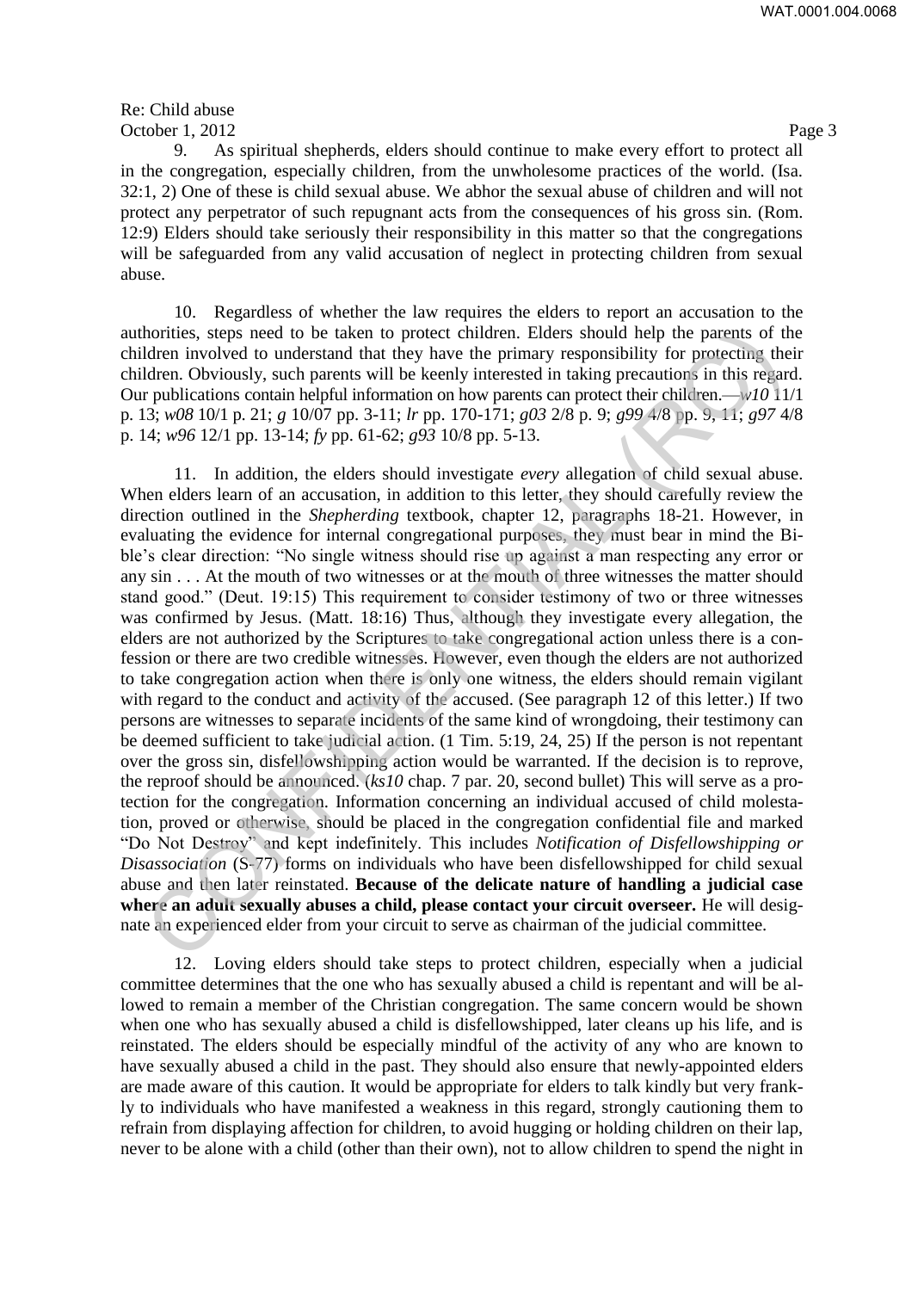Re: Child abuse
October 1, 2012

9. As spiritual shepherds, elders should continue to make every effort to protect all in the congregation, especially children, from the unwholesome practices of the world. (Isa. 32:1, 2) One of these is child sexual abuse. We abhor the sexual abuse of children and will not protect any perpetrator of such repugnant acts from the consequences of his gross sin. (Rom. 12:9) Elders should take seriously their responsibility in this matter so that the congregations will be safeguarded from any valid accusation of neglect in protecting children from sexual abuse.

10. Regardless of whether the law requires the elders to report an accusation to the authorities, steps need to be taken to protect children. Elders should help the parents of the children involved to understand that they have the primary responsibility for protecting their children. Obviously, such parents will be keenly interested in taking precautions in this regard. Our publications contain helpful information on how parents can protect their children.—*w10* 11/1 p. 13; *w08* 10/1 p. 21; *g* 10/07 pp. 3-11; *lr* pp. 170-171; *g03* 2/8 p. 9; *g99* 4/8 pp. 9, 11; *g97* 4/8 p. 14; *w96* 12/1 pp. 13-14; *fy* pp. 61-62; *g93* 10/8 pp. 5-13.

11. In addition, the elders should investigate *every* allegation of child sexual abuse. When elders learn of an accusation, in addition to this letter, they should carefully review the direction outlined in the *Shepherding* textbook, chapter 12, paragraphs 18-21. However, in evaluating the evidence for internal congregational purposes, they must bear in mind the Bible's clear direction: "No single witness should rise up against a man respecting any error or any sin . . . At the mouth of two witnesses or at the mouth of three witnesses the matter should stand good." (Deut. 19:15) This requirement to consider testimony of two or three witnesses was confirmed by Jesus. (Matt. 18:16) Thus, although they investigate every allegation, the elders are not authorized by the Scriptures to take congregational action unless there is a confession or there are two credible witnesses. However, even though the elders are not authorized to take congregation action when there is only one witness, the elders should remain vigilant with regard to the conduct and activity of the accused. (See paragraph 12 of this letter.) If two persons are witnesses to separate incidents of the same kind of wrongdoing, their testimony can be deemed sufficient to take judicial action. (1 Tim. 5:19, 24, 25) If the person is not repentant over the gross sin, disfellowshipping action would be warranted. If the decision is to reprove, the reproof should be announced. (*ks10* chap. 7 par. 20, second bullet) This will serve as a protection for the congregation. Information concerning an individual accused of child molestation, proved or otherwise, should be placed in the congregation confidential file and marked "Do Not Destroy" and kept indefinitely. This includes *Notification of Disfellowshipping or Disassociation* (S-77) forms on individuals who have been disfellowshipped for child sexual abuse and then later reinstated. **Because of the delicate nature of handling a judicial case where an adult sexually abuses a child, please contact your circuit overseer.** He will designate an experienced elder from your circuit to serve as chairman of the judicial committee.

12. Loving elders should take steps to protect children, especially when a judicial committee determines that the one who has sexually abused a child is repentant and will be allowed to remain a member of the Christian congregation. The same concern would be shown when one who has sexually abused a child is disfellowshipped, later cleans up his life, and is reinstated. The elders should be especially mindful of the activity of any who are known to have sexually abused a child in the past. They should also ensure that newly-appointed elders are made aware of this caution. It would be appropriate for elders to talk kindly but very frankly to individuals who have manifested a weakness in this regard, strongly cautioning them to refrain from displaying affection for children, to avoid hugging or holding children on their lap, never to be alone with a child (other than their own), not to allow children to spend the night in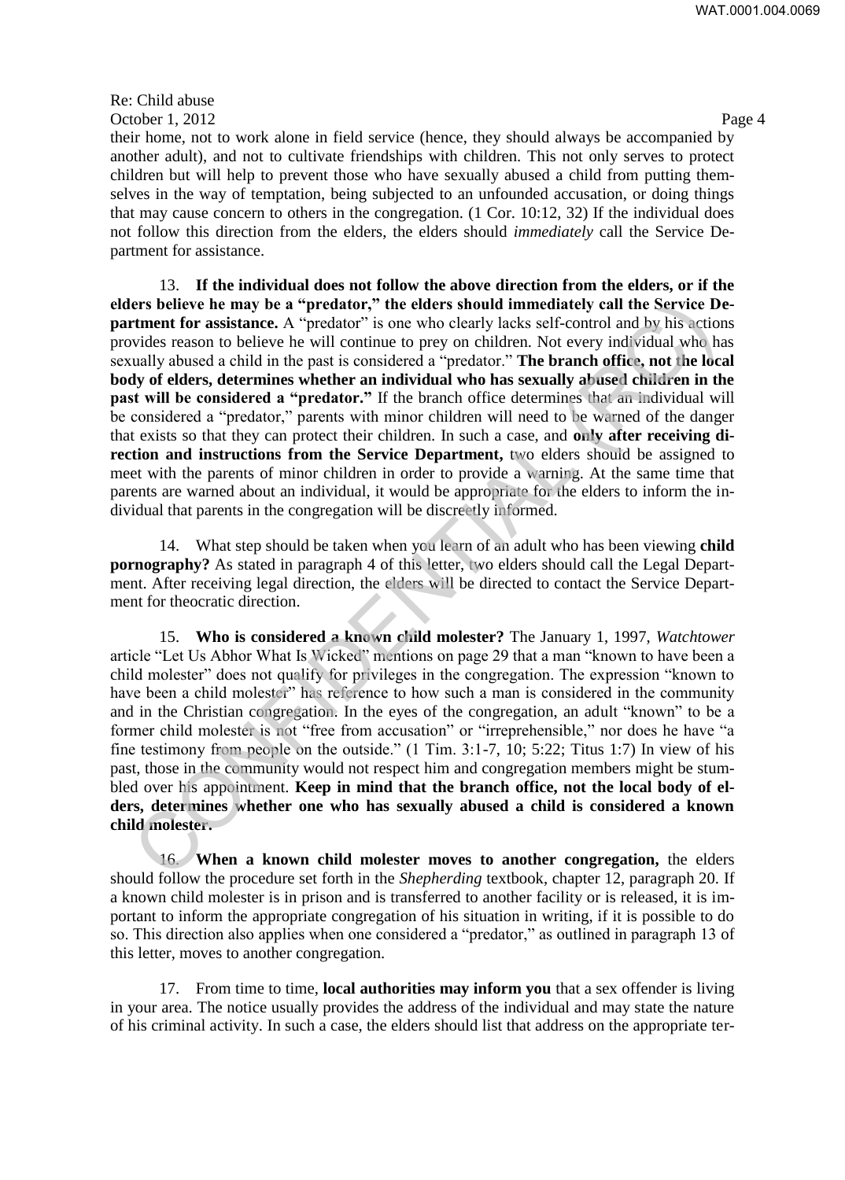their home, not to work alone in field service (hence, they should always be accompanied by another adult), and not to cultivate friendships with children. This not only serves to protect children but will help to prevent those who have sexually abused a child from putting themselves in the way of temptation, being subjected to an unfounded accusation, or doing things that may cause concern to others in the congregation. (1 Cor. 10:12, 32) If the individual does not follow this direction from the elders, the elders should *immediately* call the Service Department for assistance.

13. **If the individual does not follow the above direction from the elders, or if the elders believe he may be a "predator," the elders should immediately call the Service Department for assistance.** A "predator" is one who clearly lacks self-control and by his actions provides reason to believe he will continue to prey on children. Not every individual who has sexually abused a child in the past is considered a "predator." **The branch office, not the local body of elders, determines whether an individual who has sexually abused children in the past will be considered a "predator."** If the branch office determines that an individual will be considered a "predator," parents with minor children will need to be warned of the danger that exists so that they can protect their children. In such a case, and **only after receiving direction and instructions from the Service Department,** two elders should be assigned to meet with the parents of minor children in order to provide a warning. At the same time that parents are warned about an individual, it would be appropriate for the elders to inform the individual that parents in the congregation will be discreetly informed.

14. What step should be taken when you learn of an adult who has been viewing **child pornography?** As stated in paragraph 4 of this letter, two elders should call the Legal Department. After receiving legal direction, the elders will be directed to contact the Service Department for theocratic direction.

15. **Who is considered a known child molester?** The January 1, 1997, *Watchtower* article "Let Us Abhor What Is Wicked" mentions on page 29 that a man "known to have been a child molester" does not qualify for privileges in the congregation. The expression "known to have been a child molester" has reference to how such a man is considered in the community and in the Christian congregation. In the eyes of the congregation, an adult "known" to be a former child molester is not "free from accusation" or "irreprehensible," nor does he have "a fine testimony from people on the outside." (1 Tim. 3:1-7, 10; 5:22; Titus 1:7) In view of his past, those in the community would not respect him and congregation members might be stumbled over his appointment. **Keep in mind that the branch office, not the local body of elders, determines whether one who has sexually abused a child is considered a known child molester.**

16. **When a known child molester moves to another congregation,** the elders should follow the procedure set forth in the *Shepherding* textbook, chapter 12, paragraph 20. If a known child molester is in prison and is transferred to another facility or is released, it is important to inform the appropriate congregation of his situation in writing, if it is possible to do so. This direction also applies when one considered a "predator," as outlined in paragraph 13 of this letter, moves to another congregation.

17. From time to time, **local authorities may inform you** that a sex offender is living in your area. The notice usually provides the address of the individual and may state the nature of his criminal activity. In such a case, the elders should list that address on the appropriate ter-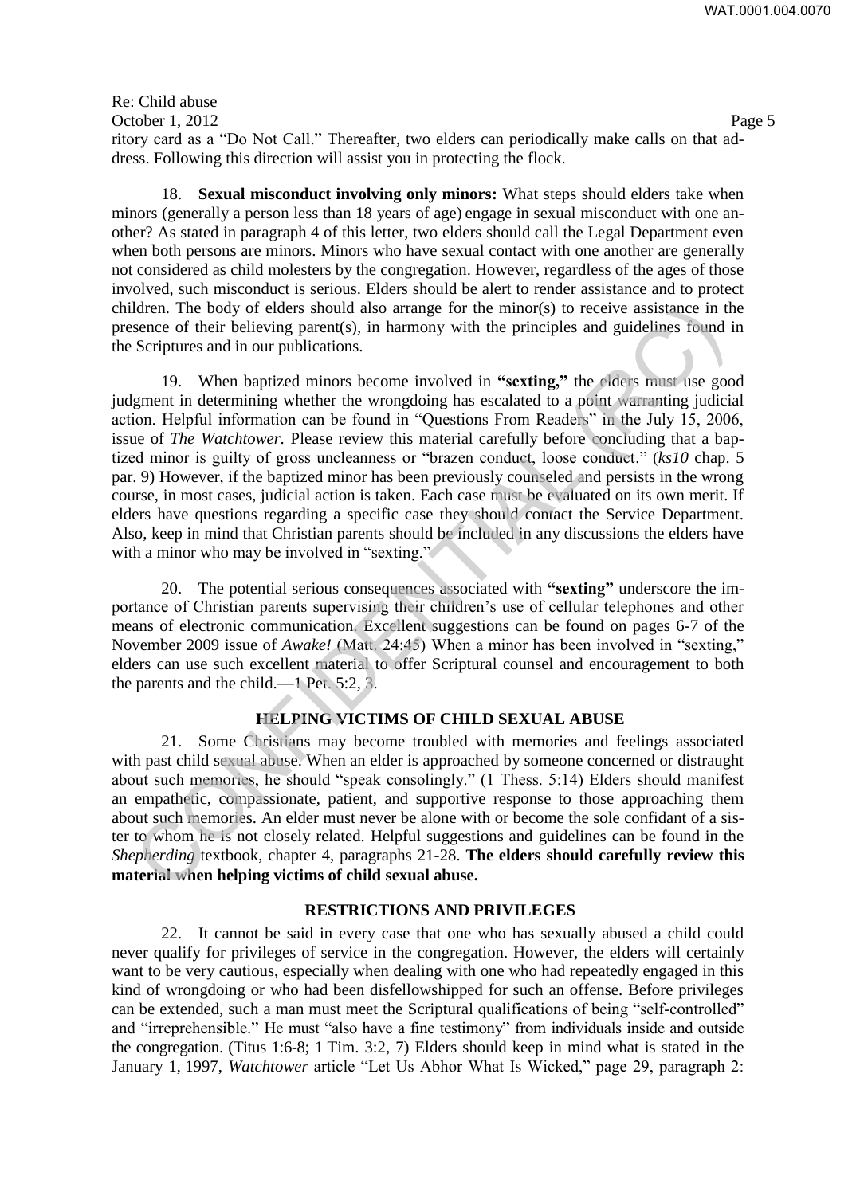ritory card as a "Do Not Call." Thereafter, two elders can periodically make calls on that address. Following this direction will assist you in protecting the flock.

18. **Sexual misconduct involving only minors:** What steps should elders take when minors (generally a person less than 18 years of age) engage in sexual misconduct with one another? As stated in paragraph 4 of this letter, two elders should call the Legal Department even when both persons are minors. Minors who have sexual contact with one another are generally not considered as child molesters by the congregation. However, regardless of the ages of those involved, such misconduct is serious. Elders should be alert to render assistance and to protect children. The body of elders should also arrange for the minor(s) to receive assistance in the presence of their believing parent(s), in harmony with the principles and guidelines found in the Scriptures and in our publications.

19. When baptized minors become involved in **"sexting,"** the elders must use good judgment in determining whether the wrongdoing has escalated to a point warranting judicial action. Helpful information can be found in "Questions From Readers" in the July 15, 2006, issue of *The Watchtower.* Please review this material carefully before concluding that a baptized minor is guilty of gross uncleanness or "brazen conduct, loose conduct." (*ks10* chap. 5 par. 9) However, if the baptized minor has been previously counseled and persists in the wrong course, in most cases, judicial action is taken. Each case must be evaluated on its own merit. If elders have questions regarding a specific case they should contact the Service Department. Also, keep in mind that Christian parents should be included in any discussions the elders have with a minor who may be involved in "sexting."

20. The potential serious consequences associated with **"sexting"** underscore the importance of Christian parents supervising their children's use of cellular telephones and other means of electronic communication. Excellent suggestions can be found on pages 6-7 of the November 2009 issue of *Awake!* (Matt. 24:45) When a minor has been involved in "sexting," elders can use such excellent material to offer Scriptural counsel and encouragement to both the parents and the child.—1 Pet. 5:2, 3.

## HELPING VICTIMS OF CHILD SEXUAL ABUSE

21. Some Christians may become troubled with memories and feelings associated with past child sexual abuse. When an elder is approached by someone concerned or distraught about such memories, he should "speak consolingly." (1 Thess. 5:14) Elders should manifest an empathetic, compassionate, patient, and supportive response to those approaching them about such memories. An elder must never be alone with or become the sole confidant of a sister to whom he is not closely related. Helpful suggestions and guidelines can be found in the *Shepherding* textbook, chapter 4, paragraphs 21-28. **The elders should carefully review this material when helping victims of child sexual abuse.**

## RESTRICTIONS AND PRIVILEGES

22. It cannot be said in every case that one who has sexually abused a child could never qualify for privileges of service in the congregation. However, the elders will certainly want to be very cautious, especially when dealing with one who had repeatedly engaged in this kind of wrongdoing or who had been disfellowshipped for such an offense. Before privileges can be extended, such a man must meet the Scriptural qualifications of being "self-controlled" and "irreprehensible." He must "also have a fine testimony" from individuals inside and outside the congregation. (Titus 1:6-8; 1 Tim. 3:2, 7) Elders should keep in mind what is stated in the January 1, 1997, *Watchtower* article "Let Us Abhor What Is Wicked," page 29, paragraph 2: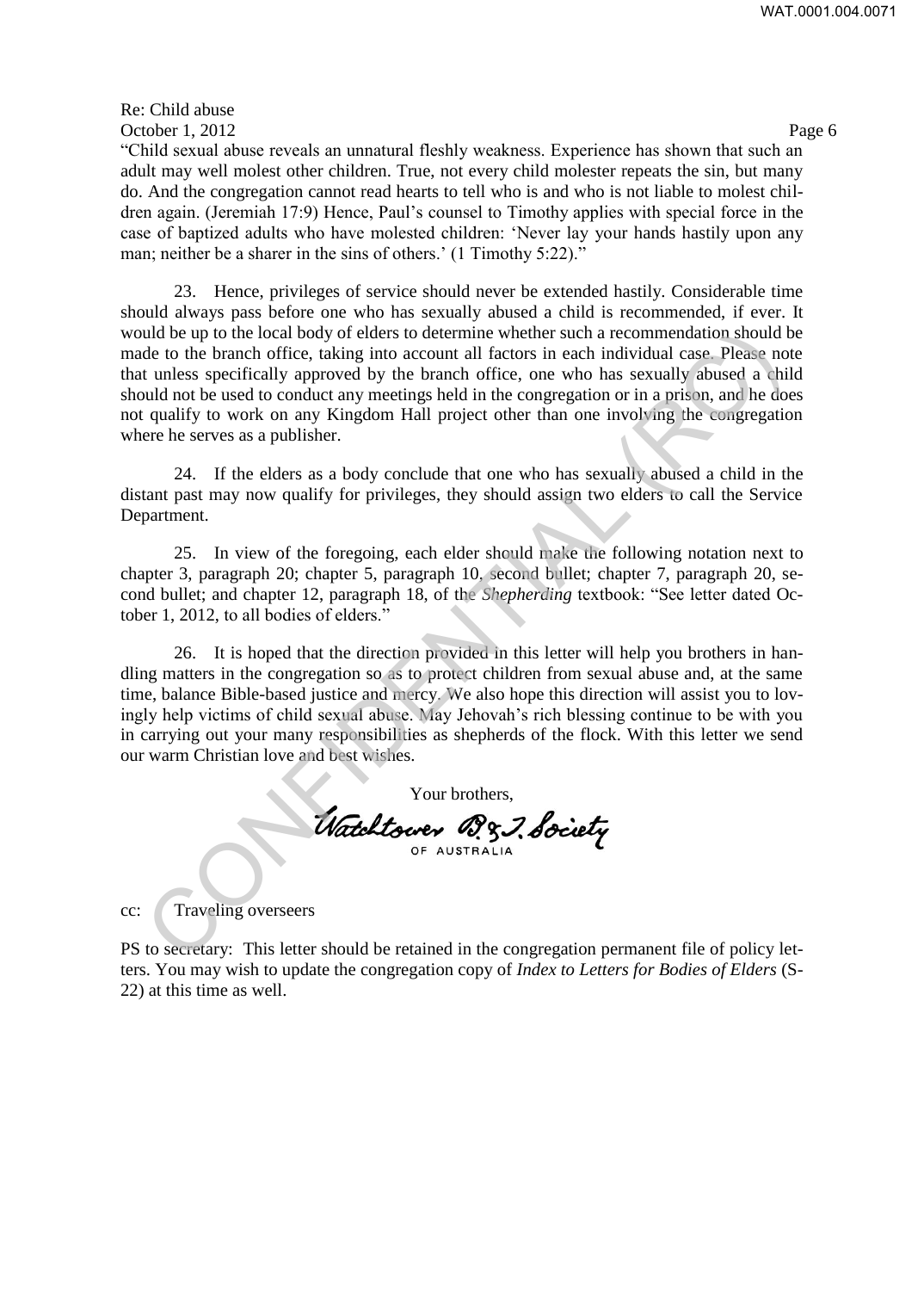"Child sexual abuse reveals an unnatural fleshly weakness. Experience has shown that such an adult may well molest other children. True, not every child molester repeats the sin, but many do. And the congregation cannot read hearts to tell who is and who is not liable to molest children again. (Jeremiah 17:9) Hence, Paul's counsel to Timothy applies with special force in the case of baptized adults who have molested children: 'Never lay your hands hastily upon any man; neither be a sharer in the sins of others.' (1 Timothy 5:22)."

23. Hence, privileges of service should never be extended hastily. Considerable time should always pass before one who has sexually abused a child is recommended, if ever. It would be up to the local body of elders to determine whether such a recommendation should be made to the branch office, taking into account all factors in each individual case. Please note that unless specifically approved by the branch office, one who has sexually abused a child should not be used to conduct any meetings held in the congregation or in a prison, and he does not qualify to work on any Kingdom Hall project other than one involving the congregation where he serves as a publisher.

24. If the elders as a body conclude that one who has sexually abused a child in the distant past may now qualify for privileges, they should assign two elders to call the Service Department.

25. In view of the foregoing, each elder should make the following notation next to chapter 3, paragraph 20; chapter 5, paragraph 10, second bullet; chapter 7, paragraph 20, second bullet; and chapter 12, paragraph 18, of the *Shepherding* textbook: "See letter dated October 1, 2012, to all bodies of elders."

26. It is hoped that the direction provided in this letter will help you brothers in handling matters in the congregation so as to protect children from sexual abuse and, at the same time, balance Bible-based justice and mercy. We also hope this direction will assist you to lovingly help victims of child sexual abuse. May Jehovah's rich blessing continue to be with you in carrying out your many responsibilities as shepherds of the flock. With this letter we send our warm Christian love and best wishes.

Your brothers,

*Watchtower B. & T. Society*
OF AUSTRALIA

cc: Traveling overseers

PS to secretary: This letter should be retained in the congregation permanent file of policy letters. You may wish to update the congregation copy of *Index to Letters for Bodies of Elders* (S-22) at this time as well.